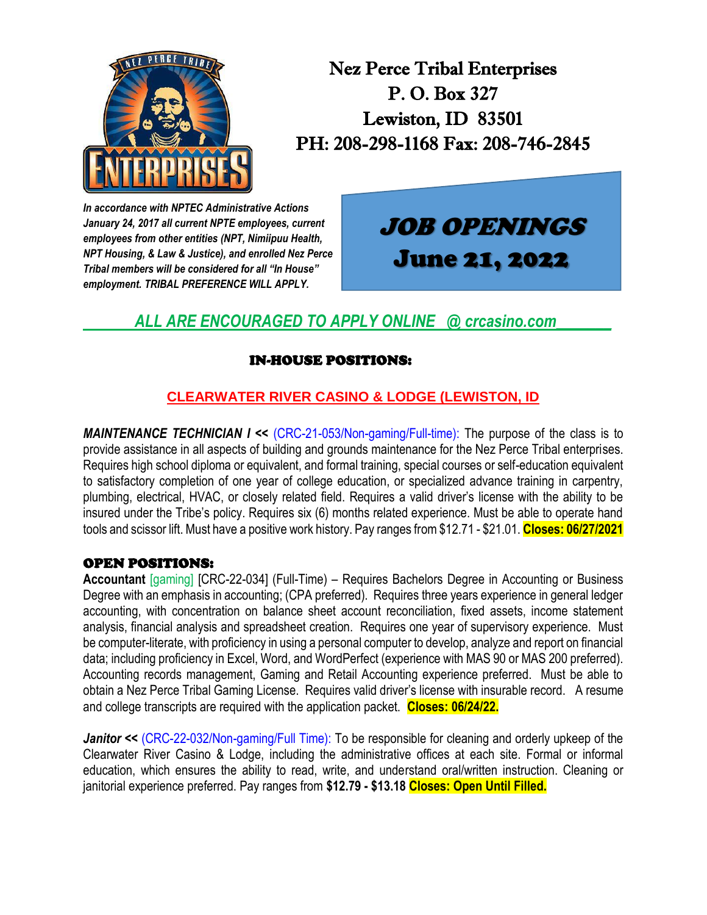# Nez Perce Tribal Enterprises
P. O. Box 327
Lewiston, ID 83501
PH: 208-298-1168 Fax: 208-746-2845

***In accordance with NPTEC Administrative Actions January 24, 2017 all current NPTE employees, current employees from other entities (NPT, Nimiipuu Health, NPT Housing, & Law & Justice), and enrolled Nez Perce Tribal members will be considered for all "In House" employment. TRIBAL PREFERENCE WILL APPLY.***

## JOB OPENINGS
## June 21, 2022

***ALL ARE ENCOURAGED TO APPLY ONLINE @ crcasino.com***

## IN-HOUSE POSITIONS:

### CLEARWATER RIVER CASINO & LODGE (LEWISTON, ID

***MAINTENANCE TECHNICIAN I <<*** (CRC-21-053/Non-gaming/Full-time): The purpose of the class is to provide assistance in all aspects of building and grounds maintenance for the Nez Perce Tribal enterprises. Requires high school diploma or equivalent, and formal training, special courses or self-education equivalent to satisfactory completion of one year of college education, or specialized advance training in carpentry, plumbing, electrical, HVAC, or closely related field. Requires a valid driver's license with the ability to be insured under the Tribe's policy. Requires six (6) months related experience. Must be able to operate hand tools and scissor lift. Must have a positive work history. Pay ranges from $12.71 - $21.01. **Closes: 06/27/2021**

## OPEN POSITIONS:

**Accountant** [gaming] [CRC-22-034] (Full-Time) – Requires Bachelors Degree in Accounting or Business Degree with an emphasis in accounting; (CPA preferred). Requires three years experience in general ledger accounting, with concentration on balance sheet account reconciliation, fixed assets, income statement analysis, financial analysis and spreadsheet creation. Requires one year of supervisory experience. Must be computer-literate, with proficiency in using a personal computer to develop, analyze and report on financial data; including proficiency in Excel, Word, and WordPerfect (experience with MAS 90 or MAS 200 preferred). Accounting records management, Gaming and Retail Accounting experience preferred. Must be able to obtain a Nez Perce Tribal Gaming License. Requires valid driver's license with insurable record. A resume and college transcripts are required with the application packet. **Closes: 06/24/22.**

***Janitor <<*** (CRC-22-032/Non-gaming/Full Time): To be responsible for cleaning and orderly upkeep of the Clearwater River Casino & Lodge, including the administrative offices at each site. Formal or informal education, which ensures the ability to read, write, and understand oral/written instruction. Cleaning or janitorial experience preferred. Pay ranges from **$12.79 - $13.18** **Closes: Open Until Filled.**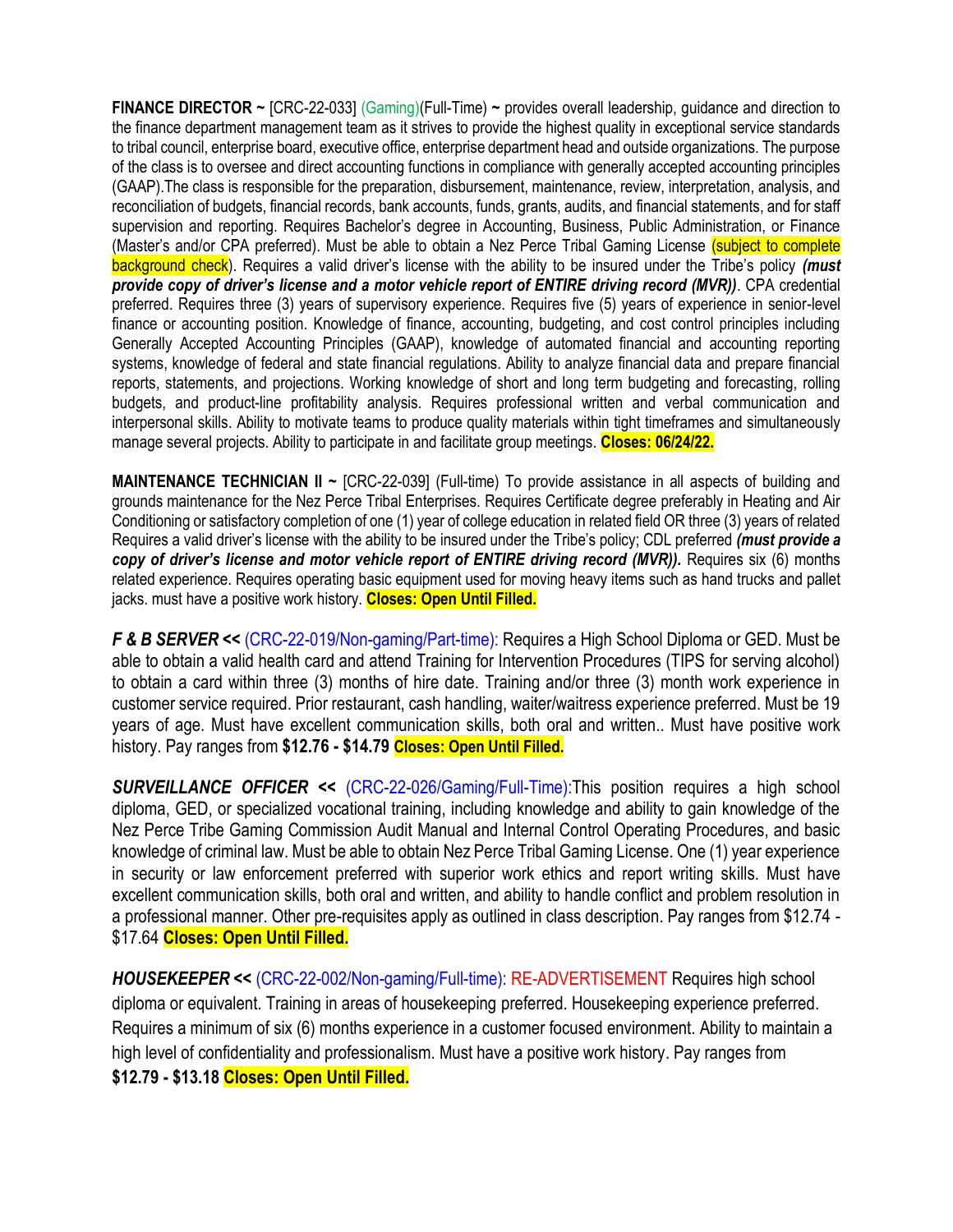**FINANCE DIRECTOR ~** [CRC-22-033] (Gaming)(Full-Time) **~** provides overall leadership, guidance and direction to the finance department management team as it strives to provide the highest quality in exceptional service standards to tribal council, enterprise board, executive office, enterprise department head and outside organizations. The purpose of the class is to oversee and direct accounting functions in compliance with generally accepted accounting principles (GAAP).The class is responsible for the preparation, disbursement, maintenance, review, interpretation, analysis, and reconciliation of budgets, financial records, bank accounts, funds, grants, audits, and financial statements, and for staff supervision and reporting. Requires Bachelor's degree in Accounting, Business, Public Administration, or Finance (Master's and/or CPA preferred). Must be able to obtain a Nez Perce Tribal Gaming License (subject to complete background check). Requires a valid driver's license with the ability to be insured under the Tribe's policy ***(must provide copy of driver's license and a motor vehicle report of ENTIRE driving record (MVR))***. CPA credential preferred. Requires three (3) years of supervisory experience. Requires five (5) years of experience in senior-level finance or accounting position. Knowledge of finance, accounting, budgeting, and cost control principles including Generally Accepted Accounting Principles (GAAP), knowledge of automated financial and accounting reporting systems, knowledge of federal and state financial regulations. Ability to analyze financial data and prepare financial reports, statements, and projections. Working knowledge of short and long term budgeting and forecasting, rolling budgets, and product-line profitability analysis. Requires professional written and verbal communication and interpersonal skills. Ability to motivate teams to produce quality materials within tight timeframes and simultaneously manage several projects. Ability to participate in and facilitate group meetings. **Closes: 06/24/22.**

**MAINTENANCE TECHNICIAN II ~** [CRC-22-039] (Full-time) To provide assistance in all aspects of building and grounds maintenance for the Nez Perce Tribal Enterprises. Requires Certificate degree preferably in Heating and Air Conditioning or satisfactory completion of one (1) year of college education in related field OR three (3) years of related Requires a valid driver's license with the ability to be insured under the Tribe's policy; CDL preferred ***(must provide a copy of driver's license and motor vehicle report of ENTIRE driving record (MVR)).*** Requires six (6) months related experience. Requires operating basic equipment used for moving heavy items such as hand trucks and pallet jacks. must have a positive work history. **Closes: Open Until Filled.**

***F & B SERVER <<*** (CRC-22-019/Non-gaming/Part-time): Requires a High School Diploma or GED. Must be able to obtain a valid health card and attend Training for Intervention Procedures (TIPS for serving alcohol) to obtain a card within three (3) months of hire date. Training and/or three (3) month work experience in customer service required. Prior restaurant, cash handling, waiter/waitress experience preferred. Must be 19 years of age. Must have excellent communication skills, both oral and written.. Must have positive work history. Pay ranges from **$12.76 - $14.79** **Closes: Open Until Filled.**

***SURVEILLANCE OFFICER <<*** (CRC-22-026/Gaming/Full-Time):This position requires a high school diploma, GED, or specialized vocational training, including knowledge and ability to gain knowledge of the Nez Perce Tribe Gaming Commission Audit Manual and Internal Control Operating Procedures, and basic knowledge of criminal law. Must be able to obtain Nez Perce Tribal Gaming License. One (1) year experience in security or law enforcement preferred with superior work ethics and report writing skills. Must have excellent communication skills, both oral and written, and ability to handle conflict and problem resolution in a professional manner. Other pre-requisites apply as outlined in class description. Pay ranges from $12.74 - $17.64 **Closes: Open Until Filled.**

***HOUSEKEEPER <<*** (CRC-22-002/Non-gaming/Full-time): RE-ADVERTISEMENT Requires high school diploma or equivalent. Training in areas of housekeeping preferred. Housekeeping experience preferred. Requires a minimum of six (6) months experience in a customer focused environment. Ability to maintain a high level of confidentiality and professionalism. Must have a positive work history. Pay ranges from **$12.79 - $13.18** **Closes: Open Until Filled.**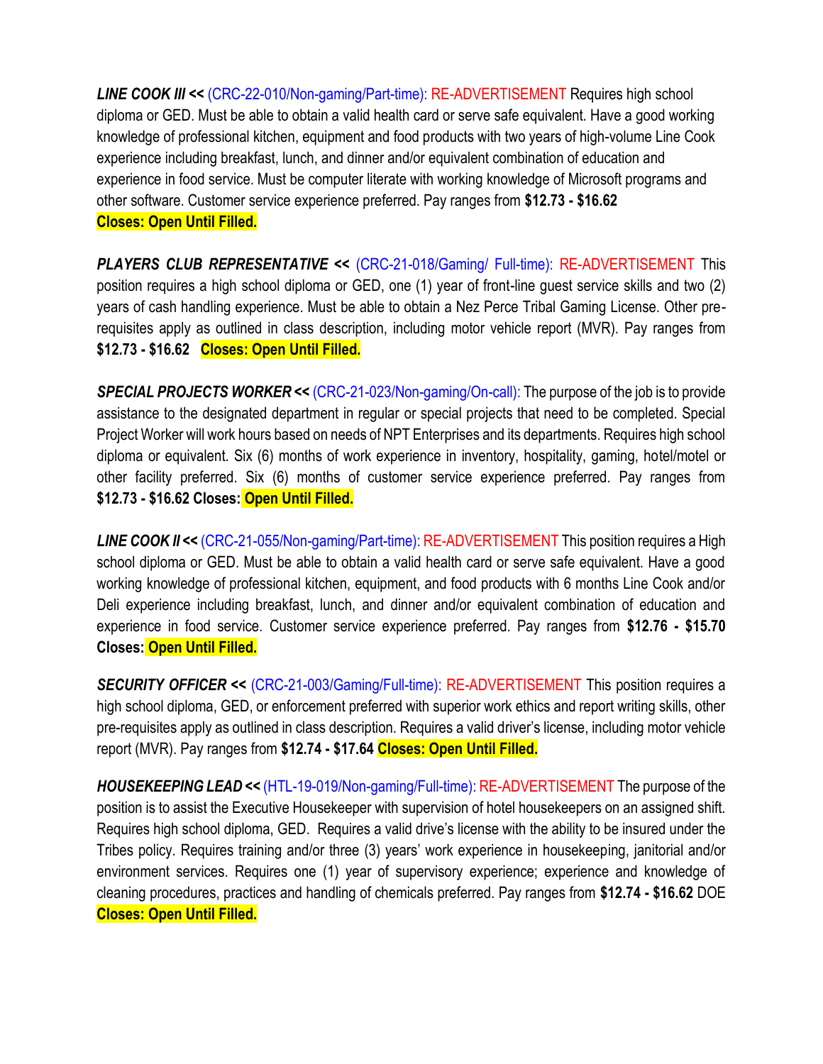***LINE COOK III <<*** (CRC-22-010/Non-gaming/Part-time): RE-ADVERTISEMENT Requires high school diploma or GED. Must be able to obtain a valid health card or serve safe equivalent. Have a good working knowledge of professional kitchen, equipment and food products with two years of high-volume Line Cook experience including breakfast, lunch, and dinner and/or equivalent combination of education and experience in food service. Must be computer literate with working knowledge of Microsoft programs and other software. Customer service experience preferred. Pay ranges from **$12.73 - $16.62**
**Closes: Open Until Filled.**

***PLAYERS CLUB REPRESENTATIVE <<*** (CRC-21-018/Gaming/ Full-time): RE-ADVERTISEMENT This position requires a high school diploma or GED, one (1) year of front-line guest service skills and two (2) years of cash handling experience. Must be able to obtain a Nez Perce Tribal Gaming License. Other pre-requisites apply as outlined in class description, including motor vehicle report (MVR). Pay ranges from **$12.73 - $16.62** **Closes: Open Until Filled.**

***SPECIAL PROJECTS WORKER <<*** (CRC-21-023/Non-gaming/On-call): The purpose of the job is to provide assistance to the designated department in regular or special projects that need to be completed. Special Project Worker will work hours based on needs of NPT Enterprises and its departments. Requires high school diploma or equivalent. Six (6) months of work experience in inventory, hospitality, gaming, hotel/motel or other facility preferred. Six (6) months of customer service experience preferred. Pay ranges from **$12.73 - $16.62 Closes: Open Until Filled.**

***LINE COOK II <<*** (CRC-21-055/Non-gaming/Part-time): RE-ADVERTISEMENT This position requires a High school diploma or GED. Must be able to obtain a valid health card or serve safe equivalent. Have a good working knowledge of professional kitchen, equipment, and food products with 6 months Line Cook and/or Deli experience including breakfast, lunch, and dinner and/or equivalent combination of education and experience in food service. Customer service experience preferred. Pay ranges from **$12.76 - $15.70 Closes: Open Until Filled.**

***SECURITY OFFICER <<*** (CRC-21-003/Gaming/Full-time): RE-ADVERTISEMENT This position requires a high school diploma, GED, or enforcement preferred with superior work ethics and report writing skills, other pre-requisites apply as outlined in class description. Requires a valid driver's license, including motor vehicle report (MVR). Pay ranges from **$12.74 - $17.64** **Closes: Open Until Filled.**

***HOUSEKEEPING LEAD <<*** (HTL-19-019/Non-gaming/Full-time): RE-ADVERTISEMENT The purpose of the position is to assist the Executive Housekeeper with supervision of hotel housekeepers on an assigned shift. Requires high school diploma, GED. Requires a valid drive's license with the ability to be insured under the Tribes policy. Requires training and/or three (3) years' work experience in housekeeping, janitorial and/or environment services. Requires one (1) year of supervisory experience; experience and knowledge of cleaning procedures, practices and handling of chemicals preferred. Pay ranges from **$12.74 - $16.62** DOE
**Closes: Open Until Filled.**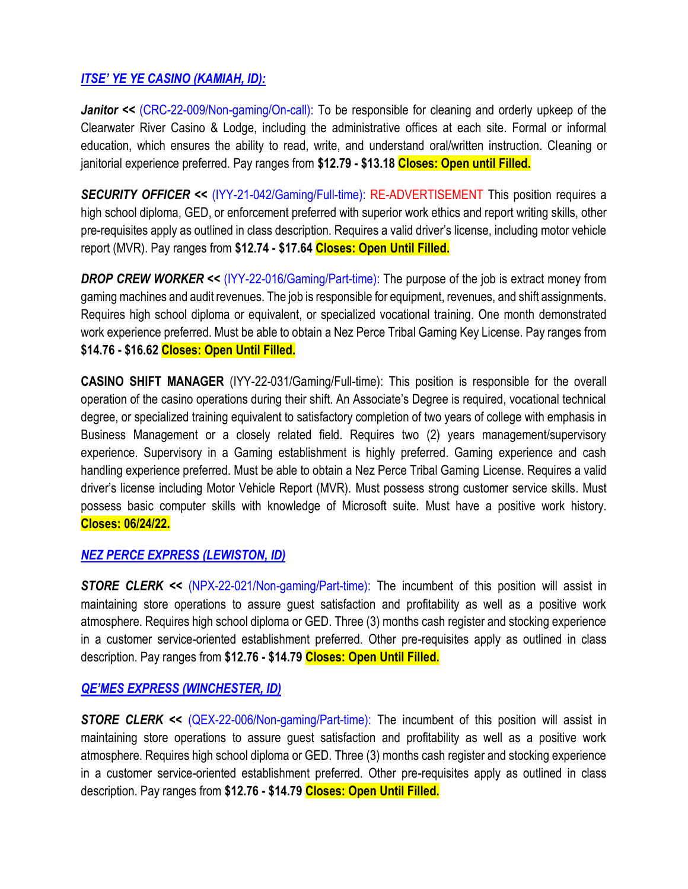***ITSE' YE YE CASINO (KAMIAH, ID):***

***Janitor <<*** (CRC-22-009/Non-gaming/On-call): To be responsible for cleaning and orderly upkeep of the Clearwater River Casino & Lodge, including the administrative offices at each site. Formal or informal education, which ensures the ability to read, write, and understand oral/written instruction. Cleaning or janitorial experience preferred. Pay ranges from **$12.79 - $13.18** **Closes: Open until Filled.**

***SECURITY OFFICER <<*** (IYY-21-042/Gaming/Full-time): RE-ADVERTISEMENT This position requires a high school diploma, GED, or enforcement preferred with superior work ethics and report writing skills, other pre-requisites apply as outlined in class description. Requires a valid driver's license, including motor vehicle report (MVR). Pay ranges from **$12.74 - $17.64** **Closes: Open Until Filled.**

***DROP CREW WORKER <<*** (IYY-22-016/Gaming/Part-time): The purpose of the job is extract money from gaming machines and audit revenues. The job is responsible for equipment, revenues, and shift assignments. Requires high school diploma or equivalent, or specialized vocational training. One month demonstrated work experience preferred. Must be able to obtain a Nez Perce Tribal Gaming Key License. Pay ranges from **$14.76 - $16.62** **Closes: Open Until Filled.**

**CASINO SHIFT MANAGER** (IYY-22-031/Gaming/Full-time): This position is responsible for the overall operation of the casino operations during their shift. An Associate's Degree is required, vocational technical degree, or specialized training equivalent to satisfactory completion of two years of college with emphasis in Business Management or a closely related field. Requires two (2) years management/supervisory experience. Supervisory in a Gaming establishment is highly preferred. Gaming experience and cash handling experience preferred. Must be able to obtain a Nez Perce Tribal Gaming License. Requires a valid driver's license including Motor Vehicle Report (MVR). Must possess strong customer service skills. Must possess basic computer skills with knowledge of Microsoft suite. Must have a positive work history. **Closes: 06/24/22.**

***NEZ PERCE EXPRESS (LEWISTON, ID)***

***STORE CLERK <<*** (NPX-22-021/Non-gaming/Part-time): The incumbent of this position will assist in maintaining store operations to assure guest satisfaction and profitability as well as a positive work atmosphere. Requires high school diploma or GED. Three (3) months cash register and stocking experience in a customer service-oriented establishment preferred. Other pre-requisites apply as outlined in class description. Pay ranges from **$12.76 - $14.79** **Closes: Open Until Filled.**

***QE'MES EXPRESS (WINCHESTER, ID)***

***STORE CLERK <<*** (QEX-22-006/Non-gaming/Part-time): The incumbent of this position will assist in maintaining store operations to assure guest satisfaction and profitability as well as a positive work atmosphere. Requires high school diploma or GED. Three (3) months cash register and stocking experience in a customer service-oriented establishment preferred. Other pre-requisites apply as outlined in class description. Pay ranges from **$12.76 - $14.79** **Closes: Open Until Filled.**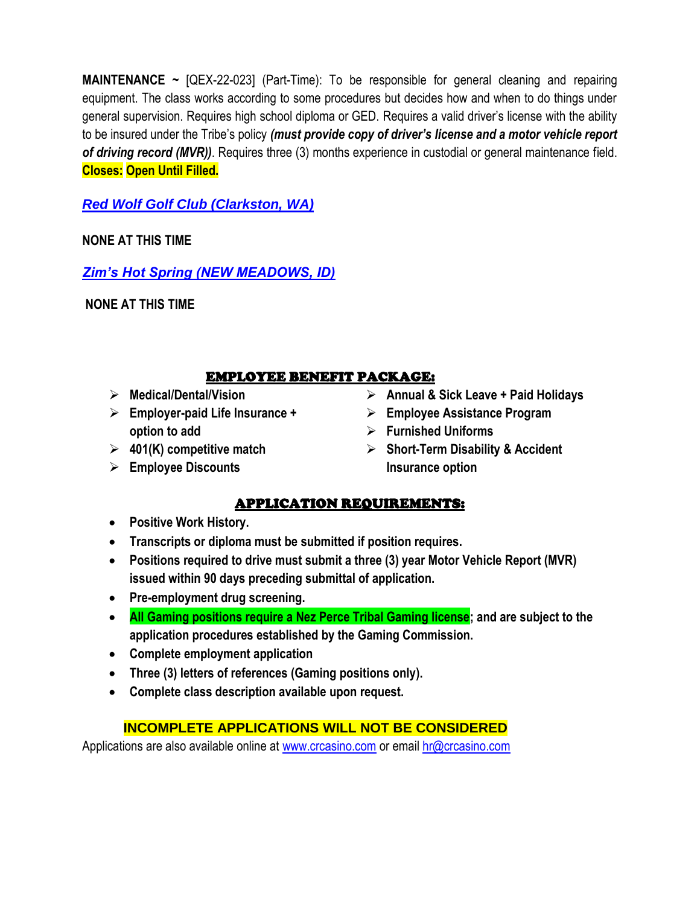**MAINTENANCE ~** [QEX-22-023] (Part-Time): To be responsible for general cleaning and repairing equipment. The class works according to some procedures but decides how and when to do things under general supervision. Requires high school diploma or GED. Requires a valid driver's license with the ability to be insured under the Tribe's policy ***(must provide copy of driver's license and a motor vehicle report of driving record (MVR))***. Requires three (3) months experience in custodial or general maintenance field. **Closes: Open Until Filled.**

***Red Wolf Golf Club (Clarkston, WA)***

**NONE AT THIS TIME**

***Zim's Hot Spring (NEW MEADOWS, ID)***

**NONE AT THIS TIME**

## EMPLOYEE BENEFIT PACKAGE:

- **Medical/Dental/Vision**
- **Employer-paid Life Insurance + option to add**
- **401(K) competitive match**
- **Employee Discounts**
- **Annual & Sick Leave + Paid Holidays**
- **Employee Assistance Program**
- **Furnished Uniforms**
- **Short-Term Disability & Accident Insurance option**

## APPLICATION REQUIREMENTS:

- **Positive Work History.**
- **Transcripts or diploma must be submitted if position requires.**
- **Positions required to drive must submit a three (3) year Motor Vehicle Report (MVR) issued within 90 days preceding submittal of application.**
- **Pre-employment drug screening.**
- **All Gaming positions require a Nez Perce Tribal Gaming license; and are subject to the application procedures established by the Gaming Commission.**
- **Complete employment application**
- **Three (3) letters of references (Gaming positions only).**
- **Complete class description available upon request.**

**INCOMPLETE APPLICATIONS WILL NOT BE CONSIDERED**

Applications are also available online at www.crcasino.com or email hr@crcasino.com